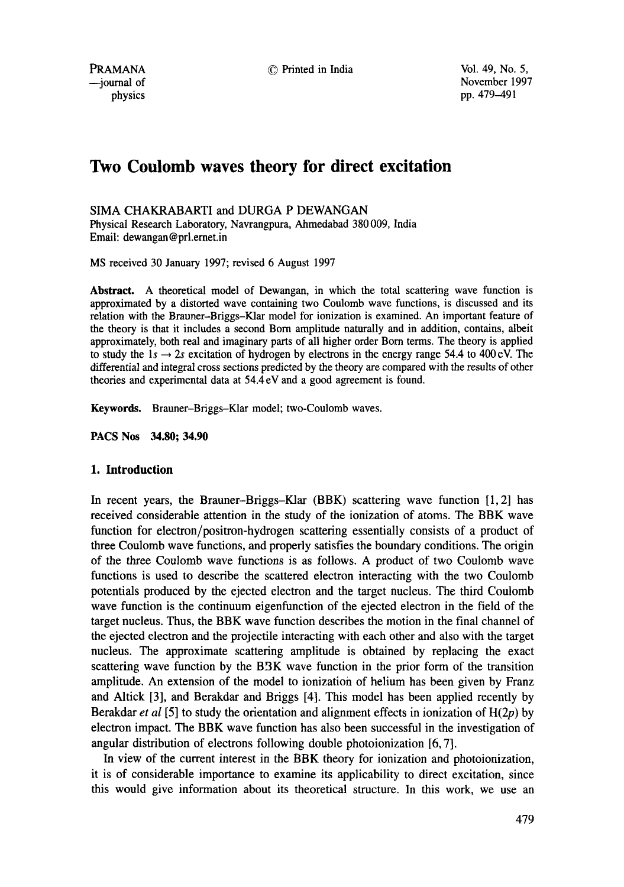# Two Coulomb waves theory for direct excitation

SIMA CHAKRABARTI and DURGA P DEWANGAN
Physical Research Laboratory, Navrangpura, Ahmedabad 380 009, India
Email: dewangan@prl.ernet.in

MS received 30 January 1997; revised 6 August 1997

**Abstract.** A theoretical model of Dewangan, in which the total scattering wave function is approximated by a distorted wave containing two Coulomb wave functions, is discussed and its relation with the Brauner–Briggs–Klar model for ionization is examined. An important feature of the theory is that it includes a second Born amplitude naturally and in addition, contains, albeit approximately, both real and imaginary parts of all higher order Born terms. The theory is applied to study the $1s \rightarrow 2s$ excitation of hydrogen by electrons in the energy range 54.4 to 400 eV. The differential and integral cross sections predicted by the theory are compared with the results of other theories and experimental data at 54.4 eV and a good agreement is found.

**Keywords.** Brauner–Briggs–Klar model; two-Coulomb waves.

**PACS Nos 34.80; 34.90**

## 1. Introduction

In recent years, the Brauner–Briggs–Klar (BBK) scattering wave function [1, 2] has received considerable attention in the study of the ionization of atoms. The BBK wave function for electron/positron-hydrogen scattering essentially consists of a product of three Coulomb wave functions, and properly satisfies the boundary conditions. The origin of the three Coulomb wave functions is as follows. A product of two Coulomb wave functions is used to describe the scattered electron interacting with the two Coulomb potentials produced by the ejected electron and the target nucleus. The third Coulomb wave function is the continuum eigenfunction of the ejected electron in the field of the target nucleus. Thus, the BBK wave function describes the motion in the final channel of the ejected electron and the projectile interacting with each other and also with the target nucleus. The approximate scattering amplitude is obtained by replacing the exact scattering wave function by the BBK wave function in the prior form of the transition amplitude. An extension of the model to ionization of helium has been given by Franz and Altick [3], and Berakdar and Briggs [4]. This model has been applied recently by Berakdar *et al* [5] to study the orientation and alignment effects in ionization of H($2p$) by electron impact. The BBK wave function has also been successful in the investigation of angular distribution of electrons following double photoionization [6, 7].

In view of the current interest in the BBK theory for ionization and photoionization, it is of considerable importance to examine its applicability to direct excitation, since this would give information about its theoretical structure. In this work, we use an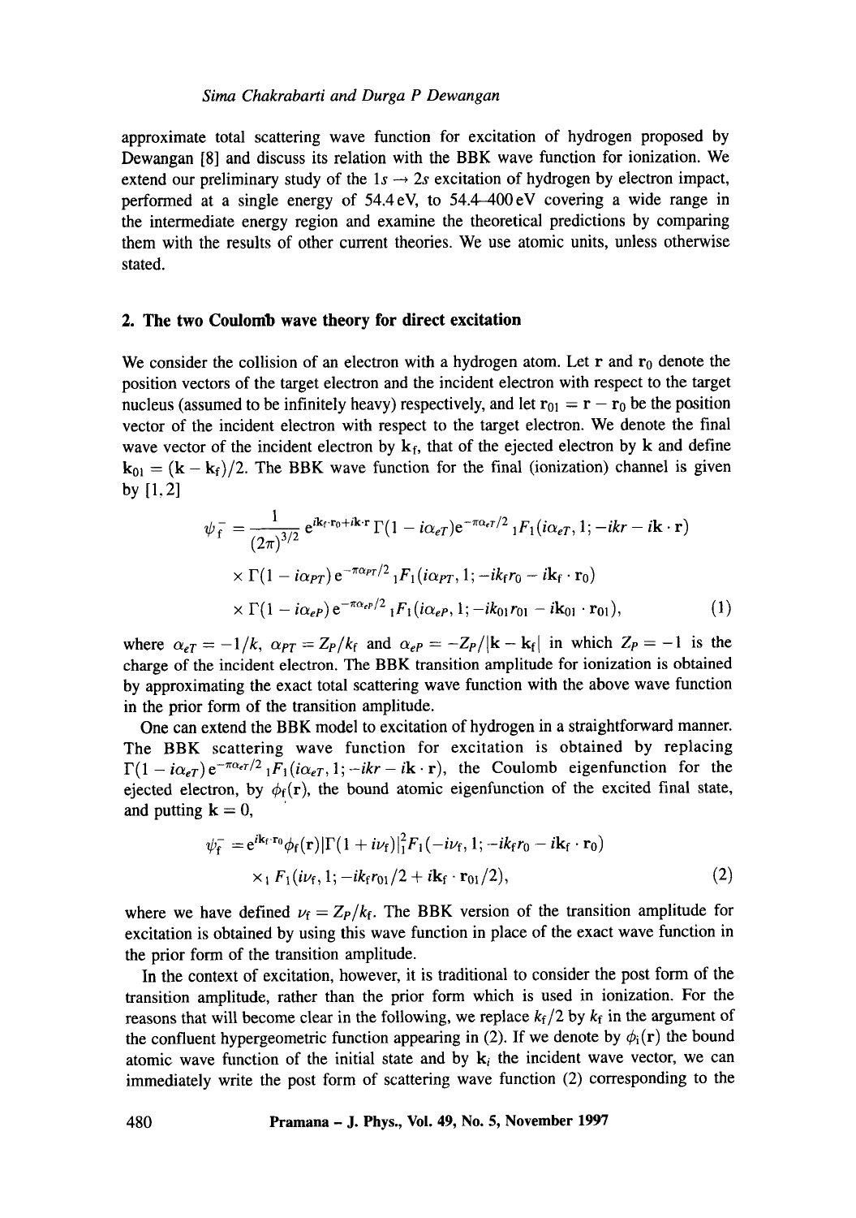approximate total scattering wave function for excitation of hydrogen proposed by Dewangan [8] and discuss its relation with the BBK wave function for ionization. We extend our preliminary study of the $1s \to 2s$ excitation of hydrogen by electron impact, performed at a single energy of 54.4 eV, to 54.4–400 eV covering a wide range in the intermediate energy region and examine the theoretical predictions by comparing them with the results of other current theories. We use atomic units, unless otherwise stated.

## 2. The two Coulomb wave theory for direct excitation

We consider the collision of an electron with a hydrogen atom. Let $\mathbf{r}$ and $\mathbf{r}_0$ denote the position vectors of the target electron and the incident electron with respect to the target nucleus (assumed to be infinitely heavy) respectively, and let $\mathbf{r}_{01} = \mathbf{r} - \mathbf{r}_0$ be the position vector of the incident electron with respect to the target electron. We denote the final wave vector of the incident electron by $\mathbf{k}_\mathrm{f}$, that of the ejected electron by $\mathbf{k}$ and define $\mathbf{k}_{01} = (\mathbf{k} - \mathbf{k}_\mathrm{f})/2$. The BBK wave function for the final (ionization) channel is given by [1, 2]

$$\psi_\mathrm{f}^- = \frac{1}{(2\pi)^{3/2}} \mathrm{e}^{i\mathbf{k}_\mathrm{f}\cdot\mathbf{r}_0 + i\mathbf{k}\cdot\mathbf{r}}\, \Gamma(1 - i\alpha_{eT})\mathrm{e}^{-\pi\alpha_{eT}/2}\, {}_1F_1(i\alpha_{eT}, 1; -ikr - i\mathbf{k}\cdot\mathbf{r})$$
$$\times \Gamma(1 - i\alpha_{PT})\,\mathrm{e}^{-\pi\alpha_{PT}/2}\, {}_1F_1(i\alpha_{PT}, 1; -ik_\mathrm{f}r_0 - i\mathbf{k}_\mathrm{f}\cdot\mathbf{r}_0)$$
$$\times \Gamma(1 - i\alpha_{eP})\,\mathrm{e}^{-\pi\alpha_{eP}/2}\, {}_1F_1(i\alpha_{eP}, 1; -ik_{01}r_{01} - i\mathbf{k}_{01}\cdot\mathbf{r}_{01}), \tag{1}$$

where $\alpha_{eT} = -1/k$, $\alpha_{PT} = Z_P/k_\mathrm{f}$ and $\alpha_{eP} = -Z_P/|\mathbf{k} - \mathbf{k}_\mathrm{f}|$ in which $Z_P = -1$ is the charge of the incident electron. The BBK transition amplitude for ionization is obtained by approximating the exact total scattering wave function with the above wave function in the prior form of the transition amplitude.

One can extend the BBK model to excitation of hydrogen in a straightforward manner. The BBK scattering wave function for excitation is obtained by replacing $\Gamma(1 - i\alpha_{eT})\,\mathrm{e}^{-\pi\alpha_{eT}/2}\, {}_1F_1(i\alpha_{eT}, 1; -ikr - i\mathbf{k}\cdot\mathbf{r})$, the Coulomb eigenfunction for the ejected electron, by $\phi_\mathrm{f}(\mathbf{r})$, the bound atomic eigenfunction of the excited final state, and putting $\mathbf{k} = 0$,

$$\psi_\mathrm{f}^- = \mathrm{e}^{i\mathbf{k}_\mathrm{f}\cdot\mathbf{r}_0}\phi_\mathrm{f}(\mathbf{r})|\Gamma(1 + i\nu_\mathrm{f})|^2_1 F_1(-i\nu_\mathrm{f}, 1; -ik_\mathrm{f}r_0 - i\mathbf{k}_\mathrm{f}\cdot\mathbf{r}_0)$$
$$\times {}_1F_1(i\nu_\mathrm{f}, 1; -ik_\mathrm{f}r_{01}/2 + i\mathbf{k}_\mathrm{f}\cdot\mathbf{r}_{01}/2), \tag{2}$$

where we have defined $\nu_\mathrm{f} = Z_P/k_\mathrm{f}$. The BBK version of the transition amplitude for excitation is obtained by using this wave function in place of the exact wave function in the prior form of the transition amplitude.

In the context of excitation, however, it is traditional to consider the post form of the transition amplitude, rather than the prior form which is used in ionization. For the reasons that will become clear in the following, we replace $k_\mathrm{f}/2$ by $k_\mathrm{f}$ in the argument of the confluent hypergeometric function appearing in (2). If we denote by $\phi_\mathrm{i}(\mathbf{r})$ the bound atomic wave function of the initial state and by $\mathbf{k}_i$ the incident wave vector, we can immediately write the post form of scattering wave function (2) corresponding to the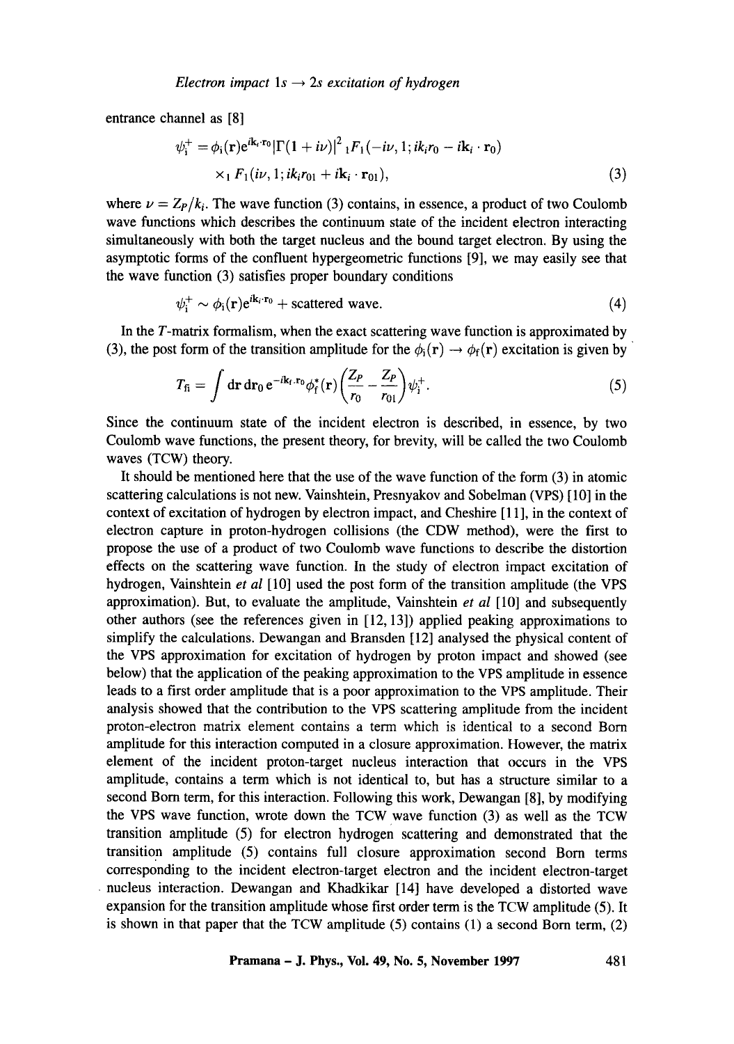entrance channel as [8]

$$
\begin{aligned}
\psi_i^+ = &\phi_i(\mathbf{r}) e^{i\mathbf{k}_i \cdot \mathbf{r}_0} |\Gamma(1 + i\nu)|^2 {}_1F_1(-i\nu, 1; ik_i r_0 - i\mathbf{k}_i \cdot \mathbf{r}_0) \\
&\times {}_1F_1(i\nu, 1; ik_i r_{01} + i\mathbf{k}_i \cdot \mathbf{r}_{01}),
\end{aligned} \tag{3}
$$

where $\nu = Z_P/k_i$. The wave function (3) contains, in essence, a product of two Coulomb wave functions which describes the continuum state of the incident electron interacting simultaneously with both the target nucleus and the bound target electron. By using the asymptotic forms of the confluent hypergeometric functions [9], we may easily see that the wave function (3) satisfies proper boundary conditions

$$
\psi_i^+ \sim \phi_i(\mathbf{r}) e^{i\mathbf{k}_i \cdot \mathbf{r}_0} + \text{scattered wave}. \tag{4}
$$

In the $T$-matrix formalism, when the exact scattering wave function is approximated by (3), the post form of the transition amplitude for the $\phi_i(\mathbf{r}) \to \phi_f(\mathbf{r})$ excitation is given by

$$
T_{fi} = \int d\mathbf{r}\, d\mathbf{r}_0\, e^{-i\mathbf{k}_f \cdot \mathbf{r}_0} \phi_f^*(\mathbf{r}) \left( \frac{Z_P}{r_0} - \frac{Z_P}{r_{01}} \right) \psi_i^+. \tag{5}
$$

Since the continuum state of the incident electron is described, in essence, by two Coulomb wave functions, the present theory, for brevity, will be called the two Coulomb waves (TCW) theory.

It should be mentioned here that the use of the wave function of the form (3) in atomic scattering calculations is not new. Vainshtein, Presnyakov and Sobelman (VPS) [10] in the context of excitation of hydrogen by electron impact, and Cheshire [11], in the context of electron capture in proton-hydrogen collisions (the CDW method), were the first to propose the use of a product of two Coulomb wave functions to describe the distortion effects on the scattering wave function. In the study of electron impact excitation of hydrogen, Vainshtein *et al* [10] used the post form of the transition amplitude (the VPS approximation). But, to evaluate the amplitude, Vainshtein *et al* [10] and subsequently other authors (see the references given in [12, 13]) applied peaking approximations to simplify the calculations. Dewangan and Bransden [12] analysed the physical content of the VPS approximation for excitation of hydrogen by proton impact and showed (see below) that the application of the peaking approximation to the VPS amplitude in essence leads to a first order amplitude that is a poor approximation to the VPS amplitude. Their analysis showed that the contribution to the VPS scattering amplitude from the incident proton-electron matrix element contains a term which is identical to a second Born amplitude for this interaction computed in a closure approximation. However, the matrix element of the incident proton-target nucleus interaction that occurs in the VPS amplitude, contains a term which is not identical to, but has a structure similar to a second Born term, for this interaction. Following this work, Dewangan [8], by modifying the VPS wave function, wrote down the TCW wave function (3) as well as the TCW transition amplitude (5) for electron hydrogen scattering and demonstrated that the transition amplitude (5) contains full closure approximation second Born terms corresponding to the incident electron-target electron and the incident electron-target nucleus interaction. Dewangan and Khadkikar [14] have developed a distorted wave expansion for the transition amplitude whose first order term is the TCW amplitude (5). It is shown in that paper that the TCW amplitude (5) contains (1) a second Born term, (2)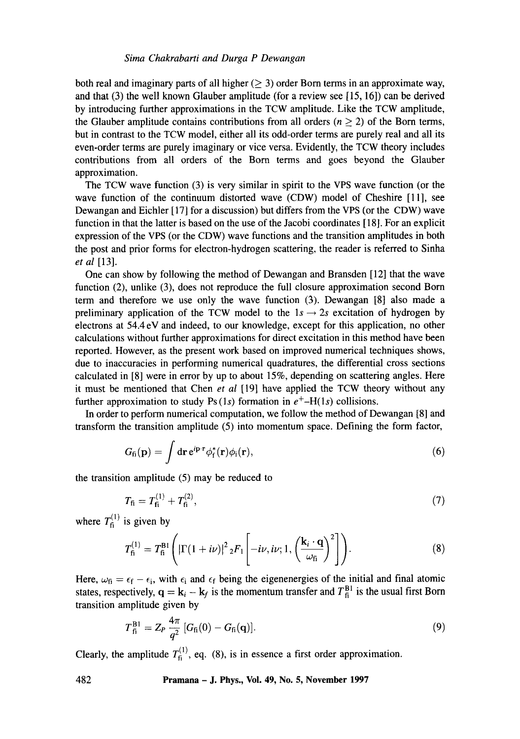both real and imaginary parts of all higher ($\geq 3$) order Born terms in an approximate way, and that (3) the well known Glauber amplitude (for a review see [15, 16]) can be derived by introducing further approximations in the TCW amplitude. Like the TCW amplitude, the Glauber amplitude contains contributions from all orders ($n \geq 2$) of the Born terms, but in contrast to the TCW model, either all its odd-order terms are purely real and all its even-order terms are purely imaginary or vice versa. Evidently, the TCW theory includes contributions from all orders of the Born terms and goes beyond the Glauber approximation.

The TCW wave function (3) is very similar in spirit to the VPS wave function (or the wave function of the continuum distorted wave (CDW) model of Cheshire [11], see Dewangan and Eichler [17] for a discussion) but differs from the VPS (or the CDW) wave function in that the latter is based on the use of the Jacobi coordinates [18]. For an explicit expression of the VPS (or the CDW) wave functions and the transition amplitudes in both the post and prior forms for electron-hydrogen scattering, the reader is referred to Sinha *et al* [13].

One can show by following the method of Dewangan and Bransden [12] that the wave function (2), unlike (3), does not reproduce the full closure approximation second Born term and therefore we use only the wave function (3). Dewangan [8] also made a preliminary application of the TCW model to the $1s \rightarrow 2s$ excitation of hydrogen by electrons at 54.4 eV and indeed, to our knowledge, except for this application, no other calculations without further approximations for direct excitation in this method have been reported. However, as the present work based on improved numerical techniques shows, due to inaccuracies in performing numerical quadratures, the differential cross sections calculated in [8] were in error by up to about 15%, depending on scattering angles. Here it must be mentioned that Chen *et al* [19] have applied the TCW theory without any further approximation to study Ps$(1s)$ formation in $e^+$–H$(1s)$ collisions.

In order to perform numerical computation, we follow the method of Dewangan [8] and transform the transition amplitude (5) into momentum space. Defining the form factor,

$$G_{\rm fi}(\mathbf{p}) = \int \mathrm{d}\mathbf{r}\, \mathrm{e}^{i\mathbf{p}\cdot\mathbf{r}} \phi_{\rm f}^{*}(\mathbf{r}) \phi_{\rm i}(\mathbf{r}), \tag{6}$$

the transition amplitude (5) may be reduced to

$$T_{\rm fi} = T_{\rm fi}^{(1)} + T_{\rm fi}^{(2)}, \tag{7}$$

where $T_{\rm fi}^{(1)}$ is given by

$$T_{\rm fi}^{(1)} = T_{\rm fi}^{\rm B1} \left( |\Gamma(1 + i\nu)|^2 \, {}_2F_1 \left[ -i\nu, i\nu; 1, \left( \frac{\mathbf{k}_i \cdot \mathbf{q}}{\omega_{\rm fi}} \right)^2 \right] \right). \tag{8}$$

Here, $\omega_{\rm fi} = \epsilon_{\rm f} - \epsilon_{\rm i}$, with $\epsilon_{\rm i}$ and $\epsilon_{\rm f}$ being the eigenenergies of the initial and final atomic states, respectively, $\mathbf{q} = \mathbf{k}_i - \mathbf{k}_f$ is the momentum transfer and $T_{\rm fi}^{\rm B1}$ is the usual first Born transition amplitude given by

$$T_{\rm fi}^{\rm B1} = Z_P \frac{4\pi}{q^2} \left[ G_{\rm fi}(0) - G_{\rm fi}(\mathbf{q}) \right]. \tag{9}$$

Clearly, the amplitude $T_{\rm fi}^{(1)}$, eq. (8), is in essence a first order approximation.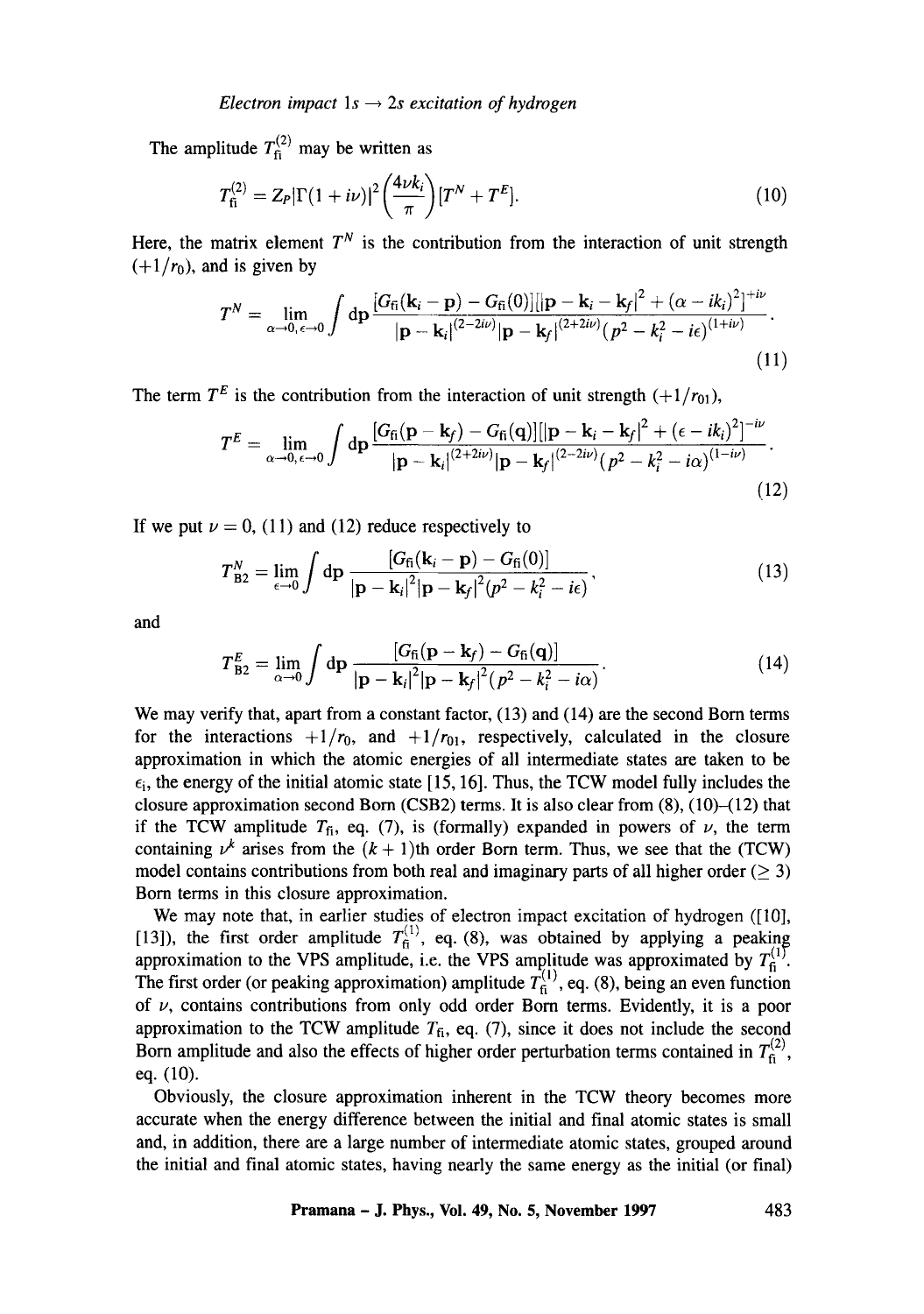The amplitude $T_{\rm fi}^{(2)}$ may be written as

$$T_{\rm fi}^{(2)} = Z_P|\Gamma(1+i\nu)|^2\left(\frac{4\nu k_i}{\pi}\right)[T^N + T^E]. \tag{10}$$

Here, the matrix element $T^N$ is the contribution from the interaction of unit strength $(+1/r_0)$, and is given by

$$T^N = \lim_{\alpha\to 0,\epsilon\to 0}\int \mathrm{d}\mathbf{p}\,\frac{[G_{\rm fi}(\mathbf{k}_i-\mathbf{p}) - G_{\rm fi}(0)][|\mathbf{p}-\mathbf{k}_i-\mathbf{k}_f|^2 + (\alpha - ik_i)^2]^{+i\nu}}{|\mathbf{p}-\mathbf{k}_i|^{(2-2i\nu)}|\mathbf{p}-\mathbf{k}_f|^{(2+2i\nu)}(p^2-k_i^2-i\epsilon)^{(1+i\nu)}}. \tag{11}$$

The term $T^E$ is the contribution from the interaction of unit strength $(+1/r_{01})$,

$$T^E = \lim_{\alpha\to 0,\epsilon\to 0}\int \mathrm{d}\mathbf{p}\,\frac{[G_{\rm fi}(\mathbf{p}-\mathbf{k}_f) - G_{\rm fi}(\mathbf{q})][|\mathbf{p}-\mathbf{k}_i-\mathbf{k}_f|^2 + (\epsilon - ik_i)^2]^{-i\nu}}{|\mathbf{p}-\mathbf{k}_i|^{(2+2i\nu)}|\mathbf{p}-\mathbf{k}_f|^{(2-2i\nu)}(p^2-k_i^2-i\alpha)^{(1-i\nu)}}. \tag{12}$$

If we put $\nu = 0$, (11) and (12) reduce respectively to

$$T_{\rm B2}^N = \lim_{\epsilon\to 0}\int \mathrm{d}\mathbf{p}\,\frac{[G_{\rm fi}(\mathbf{k}_i-\mathbf{p}) - G_{\rm fi}(0)]}{|\mathbf{p}-\mathbf{k}_i|^2|\mathbf{p}-\mathbf{k}_f|^2(p^2-k_i^2-i\epsilon)}, \tag{13}$$

and

$$T_{\rm B2}^E = \lim_{\alpha\to 0}\int \mathrm{d}\mathbf{p}\,\frac{[G_{\rm fi}(\mathbf{p}-\mathbf{k}_f) - G_{\rm fi}(\mathbf{q})]}{|\mathbf{p}-\mathbf{k}_i|^2|\mathbf{p}-\mathbf{k}_f|^2(p^2-k_i^2-i\alpha)}. \tag{14}$$

We may verify that, apart from a constant factor, (13) and (14) are the second Born terms for the interactions $+1/r_0$, and $+1/r_{01}$, respectively, calculated in the closure approximation in which the atomic energies of all intermediate states are taken to be $\epsilon_{\rm i}$, the energy of the initial atomic state [15, 16]. Thus, the TCW model fully includes the closure approximation second Born (CSB2) terms. It is also clear from (8), (10)–(12) that if the TCW amplitude $T_{\rm fi}$, eq. (7), is (formally) expanded in powers of $\nu$, the term containing $\nu^k$ arises from the $(k+1)$th order Born term. Thus, we see that the (TCW) model contains contributions from both real and imaginary parts of all higher order ($\geq 3$) Born terms in this closure approximation.

We may note that, in earlier studies of electron impact excitation of hydrogen ([10], [13]), the first order amplitude $T_{\rm fi}^{(1)}$, eq. (8), was obtained by applying a peaking approximation to the VPS amplitude, i.e. the VPS amplitude was approximated by $T_{\rm fi}^{(1)}$. The first order (or peaking approximation) amplitude $T_{\rm fi}^{(1)}$, eq. (8), being an even function of $\nu$, contains contributions from only odd order Born terms. Evidently, it is a poor approximation to the TCW amplitude $T_{\rm fi}$, eq. (7), since it does not include the second Born amplitude and also the effects of higher order perturbation terms contained in $T_{\rm fi}^{(2)}$, eq. (10).

Obviously, the closure approximation inherent in the TCW theory becomes more accurate when the energy difference between the initial and final atomic states is small and, in addition, there are a large number of intermediate atomic states, grouped around the initial and final atomic states, having nearly the same energy as the initial (or final)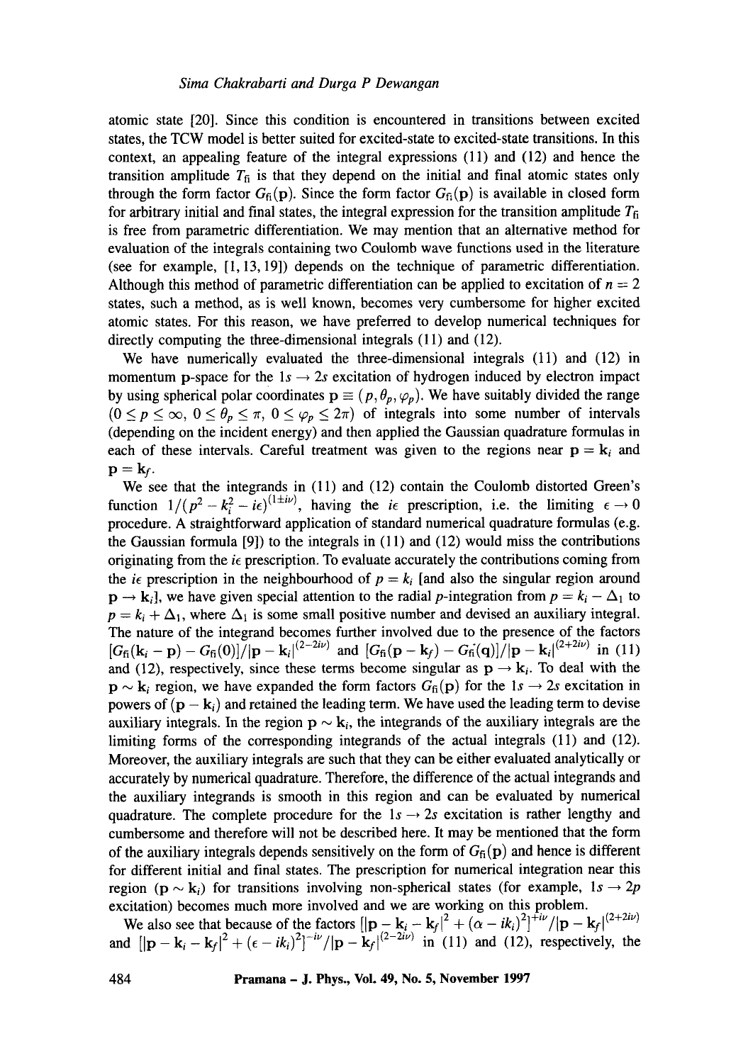atomic state [20]. Since this condition is encountered in transitions between excited states, the TCW model is better suited for excited-state to excited-state transitions. In this context, an appealing feature of the integral expressions (11) and (12) and hence the transition amplitude $T_{\rm fi}$ is that they depend on the initial and final atomic states only through the form factor $G_{\rm fi}(\mathbf{p})$. Since the form factor $G_{\rm fi}(\mathbf{p})$ is available in closed form for arbitrary initial and final states, the integral expression for the transition amplitude $T_{\rm fi}$ is free from parametric differentiation. We may mention that an alternative method for evaluation of the integrals containing two Coulomb wave functions used in the literature (see for example, [1, 13, 19]) depends on the technique of parametric differentiation. Although this method of parametric differentiation can be applied to excitation of $n = 2$ states, such a method, as is well known, becomes very cumbersome for higher excited atomic states. For this reason, we have preferred to develop numerical techniques for directly computing the three-dimensional integrals (11) and (12).

We have numerically evaluated the three-dimensional integrals (11) and (12) in momentum $\mathbf{p}$-space for the $1s \rightarrow 2s$ excitation of hydrogen induced by electron impact by using spherical polar coordinates $\mathbf{p} \equiv (p, \theta_p, \varphi_p)$. We have suitably divided the range $(0 \leq p \leq \infty,\ 0 \leq \theta_p \leq \pi,\ 0 \leq \varphi_p \leq 2\pi)$ of integrals into some number of intervals (depending on the incident energy) and then applied the Gaussian quadrature formulas in each of these intervals. Careful treatment was given to the regions near $\mathbf{p} = \mathbf{k}_i$ and $\mathbf{p} = \mathbf{k}_f$.

We see that the integrands in (11) and (12) contain the Coulomb distorted Green's function $1/(p^2 - k_i^2 - i\epsilon)^{(1 \pm i\nu)}$, having the $i\epsilon$ prescription, i.e. the limiting $\epsilon \rightarrow 0$ procedure. A straightforward application of standard numerical quadrature formulas (e.g. the Gaussian formula [9]) to the integrals in (11) and (12) would miss the contributions originating from the $i\epsilon$ prescription. To evaluate accurately the contributions coming from the $i\epsilon$ prescription in the neighbourhood of $p = k_i$ [and also the singular region around $\mathbf{p} \rightarrow \mathbf{k}_i$], we have given special attention to the radial $p$-integration from $p = k_i - \Delta_1$ to $p = k_i + \Delta_1$, where $\Delta_1$ is some small positive number and devised an auxiliary integral. The nature of the integrand becomes further involved due to the presence of the factors $[G_{\rm fi}(\mathbf{k}_i - \mathbf{p}) - G_{\rm fi}(0)]/|\mathbf{p} - \mathbf{k}_i|^{(2-2i\nu)}$ and $[G_{\rm fi}(\mathbf{p} - \mathbf{k}_f) - G_{\rm fi}(\mathbf{q})]/|\mathbf{p} - \mathbf{k}_i|^{(2+2i\nu)}$ in (11) and (12), respectively, since these terms become singular as $\mathbf{p} \rightarrow \mathbf{k}_i$. To deal with the $\mathbf{p} \sim \mathbf{k}_i$ region, we have expanded the form factors $G_{\rm fi}(\mathbf{p})$ for the $1s \rightarrow 2s$ excitation in powers of $(\mathbf{p} - \mathbf{k}_i)$ and retained the leading term. We have used the leading term to devise auxiliary integrals. In the region $\mathbf{p} \sim \mathbf{k}_i$, the integrands of the auxiliary integrals are the limiting forms of the corresponding integrands of the actual integrals (11) and (12). Moreover, the auxiliary integrals are such that they can be either evaluated analytically or accurately by numerical quadrature. Therefore, the difference of the actual integrands and the auxiliary integrands is smooth in this region and can be evaluated by numerical quadrature. The complete procedure for the $1s \rightarrow 2s$ excitation is rather lengthy and cumbersome and therefore will not be described here. It may be mentioned that the form of the auxiliary integrals depends sensitively on the form of $G_{\rm fi}(\mathbf{p})$ and hence is different for different initial and final states. The prescription for numerical integration near this region ($\mathbf{p} \sim \mathbf{k}_i$) for transitions involving non-spherical states (for example, $1s \rightarrow 2p$ excitation) becomes much more involved and we are working on this problem.

We also see that because of the factors $[|\mathbf{p} - \mathbf{k}_i - \mathbf{k}_f|^2 + (\alpha - ik_i)^2]^{+i\nu}/|\mathbf{p} - \mathbf{k}_f|^{(2+2i\nu)}$ and $[|\mathbf{p} - \mathbf{k}_i - \mathbf{k}_f|^2 + (\epsilon - ik_i)^2]^{-i\nu}/|\mathbf{p} - \mathbf{k}_f|^{(2-2i\nu)}$ in (11) and (12), respectively, the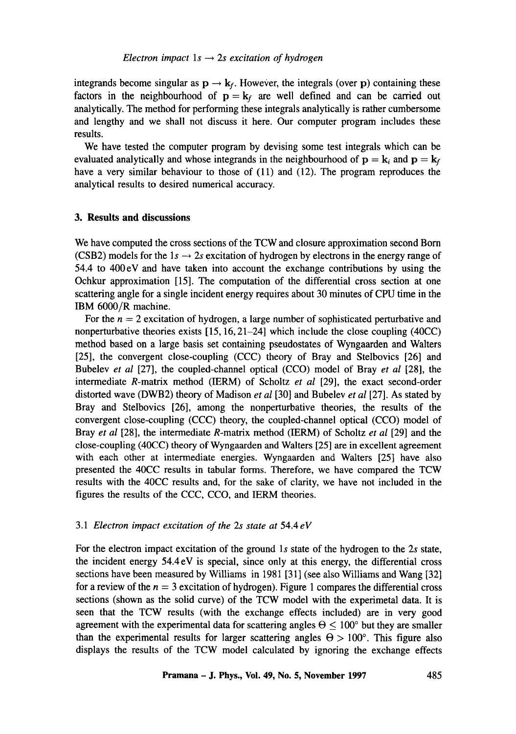integrands become singular as $\mathbf{p} \to \mathbf{k}_f$. However, the integrals (over $\mathbf{p}$) containing these factors in the neighbourhood of $\mathbf{p} = \mathbf{k}_f$ are well defined and can be carried out analytically. The method for performing these integrals analytically is rather cumbersome and lengthy and we shall not discuss it here. Our computer program includes these results.

We have tested the computer program by devising some test integrals which can be evaluated analytically and whose integrands in the neighbourhood of $\mathbf{p} = \mathbf{k}_i$ and $\mathbf{p} = \mathbf{k}_f$ have a very similar behaviour to those of (11) and (12). The program reproduces the analytical results to desired numerical accuracy.

## 3. Results and discussions

We have computed the cross sections of the TCW and closure approximation second Born (CSB2) models for the $1s \to 2s$ excitation of hydrogen by electrons in the energy range of 54.4 to 400 eV and have taken into account the exchange contributions by using the Ochkur approximation [15]. The computation of the differential cross section at one scattering angle for a single incident energy requires about 30 minutes of CPU time in the IBM 6000/R machine.

For the $n = 2$ excitation of hydrogen, a large number of sophisticated perturbative and nonperturbative theories exists [15, 16, 21–24] which include the close coupling (40CC) method based on a large basis set containing pseudostates of Wyngaarden and Walters [25], the convergent close-coupling (CCC) theory of Bray and Stelbovics [26] and Bubelev *et al* [27], the coupled-channel optical (CCO) model of Bray *et al* [28], the intermediate *R*-matrix method (IERM) of Scholtz *et al* [29], the exact second-order distorted wave (DWB2) theory of Madison *et al* [30] and Bubelev *et al* [27]. As stated by Bray and Stelbovics [26], among the nonperturbative theories, the results of the convergent close-coupling (CCC) theory, the coupled-channel optical (CCO) model of Bray *et al* [28], the intermediate *R*-matrix method (IERM) of Scholtz *et al* [29] and the close-coupling (40CC) theory of Wyngaarden and Walters [25] are in excellent agreement with each other at intermediate energies. Wyngaarden and Walters [25] have also presented the 40CC results in tabular forms. Therefore, we have compared the TCW results with the 40CC results and, for the sake of clarity, we have not included in the figures the results of the CCC, CCO, and IERM theories.

### 3.1 *Electron impact excitation of the 2s state at 54.4 eV*

For the electron impact excitation of the ground $1s$ state of the hydrogen to the $2s$ state, the incident energy 54.4 eV is special, since only at this energy, the differential cross sections have been measured by Williams in 1981 [31] (see also Williams and Wang [32] for a review of the $n = 3$ excitation of hydrogen). Figure 1 compares the differential cross sections (shown as the solid curve) of the TCW model with the experimetal data. It is seen that the TCW results (with the exchange effects included) are in very good agreement with the experimental data for scattering angles $\Theta \leq 100°$ but they are smaller than the experimental results for larger scattering angles $\Theta > 100°$. This figure also displays the results of the TCW model calculated by ignoring the exchange effects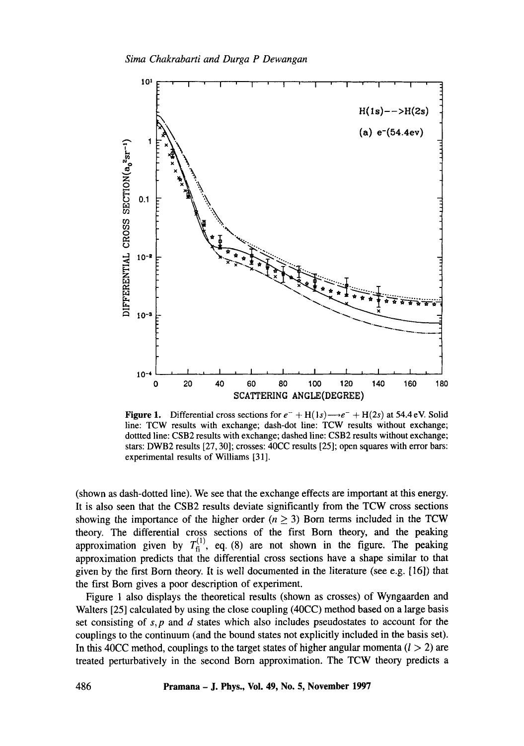10¹

1

0.1

10⁻²

10⁻³

10⁻⁴

DIFFERENTIAL CROSS SECTION($a_0^2 sr^{-1}$)

0 20 40 60 80 100 120 140 160 180

SCATTERING ANGLE(DEGREE)

H(1s)-->H(2s)

(a) e⁻(54.4ev)

**Figure 1.** Differential cross sections for $e^- + H(1s) \longrightarrow e^- + H(2s)$ at 54.4 eV. Solid line: TCW results with exchange; dash-dot line: TCW results without exchange; dottted line: CSB2 results with exchange; dashed line: CSB2 results without exchange; stars: DWB2 results [27, 30]; crosses: 40CC results [25]; open squares with error bars: experimental results of Williams [31].

(shown as dash-dotted line). We see that the exchange effects are important at this energy. It is also seen that the CSB2 results deviate significantly from the TCW cross sections showing the importance of the higher order ($n \geq 3$) Born terms included in the TCW theory. The differential cross sections of the first Born theory, and the peaking approximation given by $T_{fi}^{(1)}$, eq. (8) are not shown in the figure. The peaking approximation predicts that the differential cross sections have a shape similar to that given by the first Born theory. It is well documented in the literature (see e.g. [16]) that the first Born gives a poor description of experiment.

Figure 1 also displays the theoretical results (shown as crosses) of Wyngaarden and Walters [25] calculated by using the close coupling (40CC) method based on a large basis set consisting of $s, p$ and $d$ states which also includes pseudostates to account for the couplings to the continuum (and the bound states not explicitly included in the basis set). In this 40CC method, couplings to the target states of higher angular momenta ($l > 2$) are treated perturbatively in the second Born approximation. The TCW theory predicts a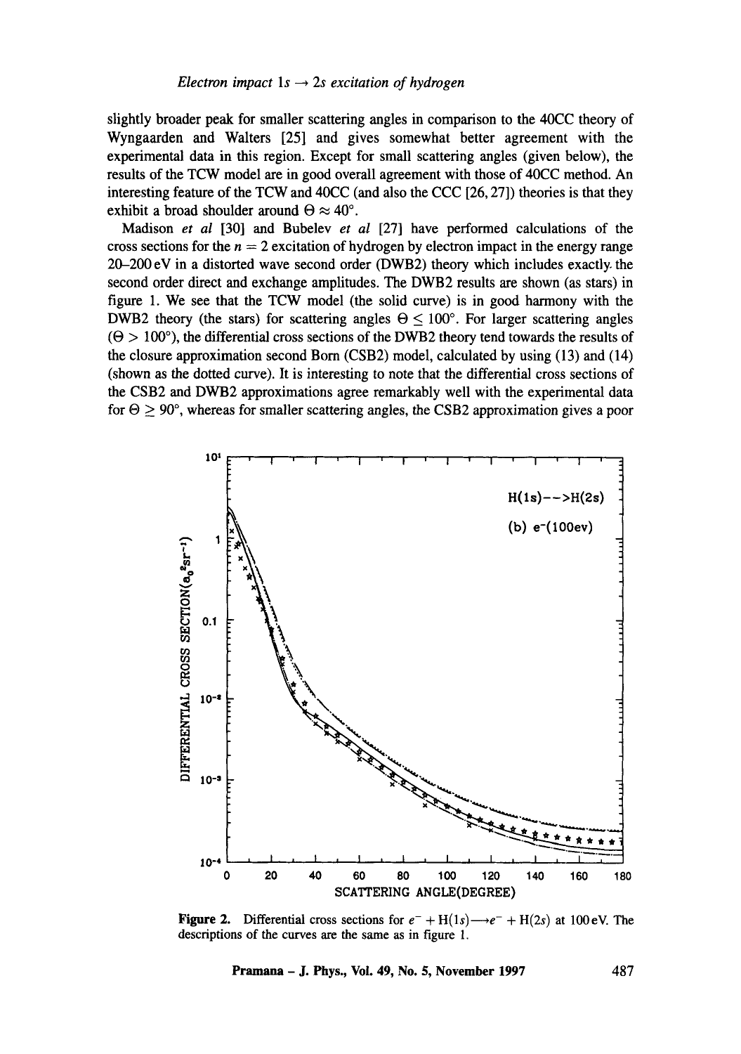slightly broader peak for smaller scattering angles in comparison to the 40CC theory of Wyngaarden and Walters [25] and gives somewhat better agreement with the experimental data in this region. Except for small scattering angles (given below), the results of the TCW model are in good overall agreement with those of 40CC method. An interesting feature of the TCW and 40CC (and also the CCC [26, 27]) theories is that they exhibit a broad shoulder around $\Theta \approx 40°$.

Madison *et al* [30] and Bubelev *et al* [27] have performed calculations of the cross sections for the $n = 2$ excitation of hydrogen by electron impact in the energy range 20–200 eV in a distorted wave second order (DWB2) theory which includes exactly the second order direct and exchange amplitudes. The DWB2 results are shown (as stars) in figure 1. We see that the TCW model (the solid curve) is in good harmony with the DWB2 theory (the stars) for scattering angles $\Theta \leq 100°$. For larger scattering angles ($\Theta > 100°$), the differential cross sections of the DWB2 theory tend towards the results of the closure approximation second Born (CSB2) model, calculated by using (13) and (14) (shown as the dotted curve). It is interesting to note that the differential cross sections of the CSB2 and DWB2 approximations agree remarkably well with the experimental data for $\Theta \geq 90°$, whereas for smaller scattering angles, the CSB2 approximation gives a poor

H(1s)-->H(2s)

(b) e⁻(100ev)

DIFFERENTIAL CROSS SECTION($a_0^2 sr^{-1}$)

$10^1$, 1, 0.1, $10^{-2}$, $10^{-3}$, $10^{-4}$

SCATTERING ANGLE(DEGREE)

0, 20, 40, 60, 80, 100, 120, 140, 160, 180

**Figure 2.** Differential cross sections for $e^- + \text{H}(1s) \longrightarrow e^- + \text{H}(2s)$ at 100 eV. The descriptions of the curves are the same as in figure 1.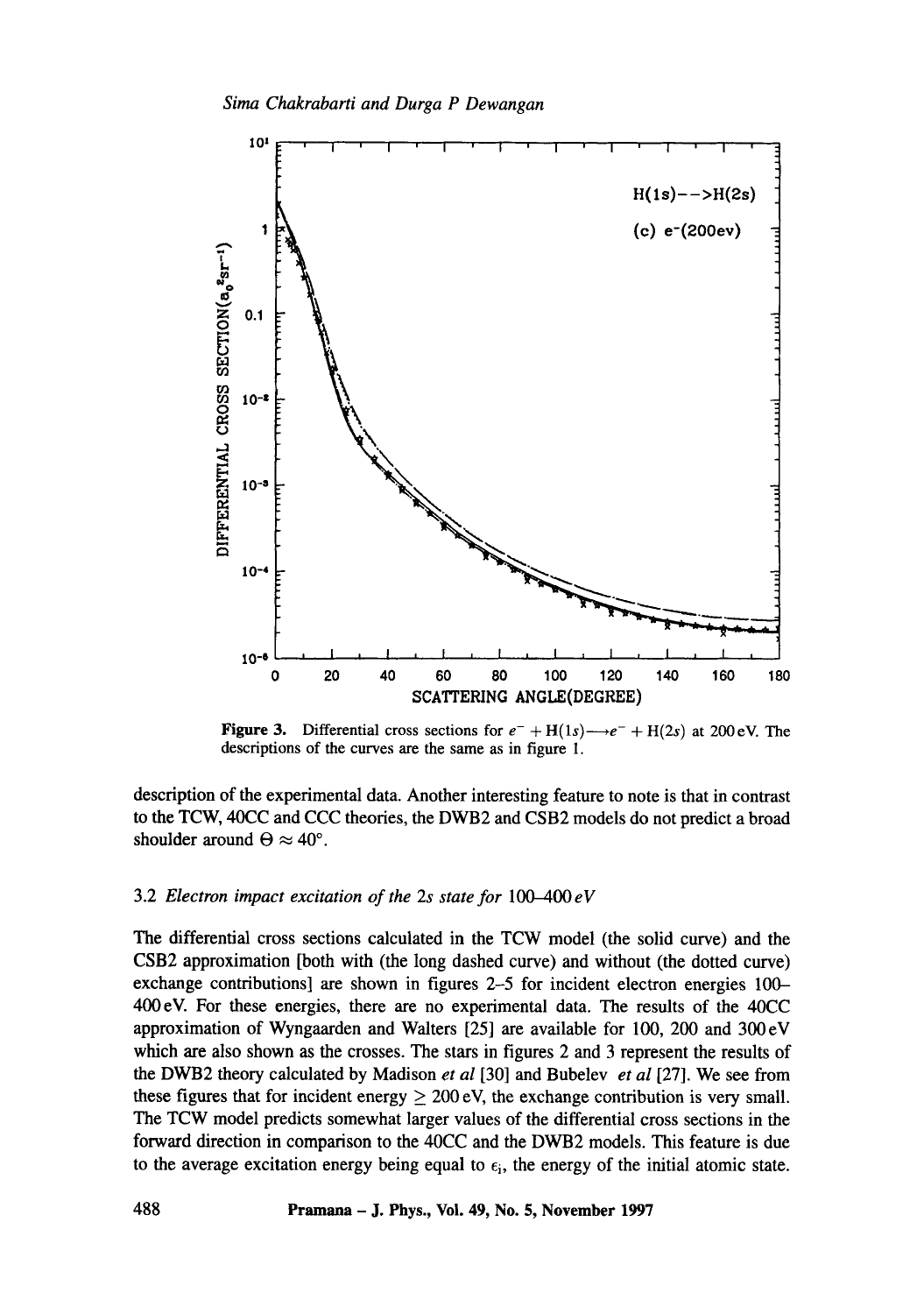H(1s)-->H(2s)

(c) e⁻(200ev)

DIFFERENTIAL CROSS SECTION($a_0^2sr^{-1}$)

$10^1$

1

0.1

$10^{-2}$

$10^{-3}$

$10^{-4}$

$10^{-5}$

0 20 40 60 80 100 120 140 160 180

SCATTERING ANGLE(DEGREE)

**Figure 3.** Differential cross sections for $e^- + H(1s) \longrightarrow e^- + H(2s)$ at 200 eV. The descriptions of the curves are the same as in figure 1.

description of the experimental data. Another interesting feature to note is that in contrast to the TCW, 40CC and CCC theories, the DWB2 and CSB2 models do not predict a broad shoulder around $\Theta \approx 40°$.

### 3.2 *Electron impact excitation of the 2s state for 100–400 eV*

The differential cross sections calculated in the TCW model (the solid curve) and the CSB2 approximation [both with (the long dashed curve) and without (the dotted curve) exchange contributions] are shown in figures 2–5 for incident electron energies 100–400 eV. For these energies, there are no experimental data. The results of the 40CC approximation of Wyngaarden and Walters [25] are available for 100, 200 and 300 eV which are also shown as the crosses. The stars in figures 2 and 3 represent the results of the DWB2 theory calculated by Madison *et al* [30] and Bubelev *et al* [27]. We see from these figures that for incident energy $\geq$ 200 eV, the exchange contribution is very small. The TCW model predicts somewhat larger values of the differential cross sections in the forward direction in comparison to the 40CC and the DWB2 models. This feature is due to the average excitation energy being equal to $\epsilon_i$, the energy of the initial atomic state.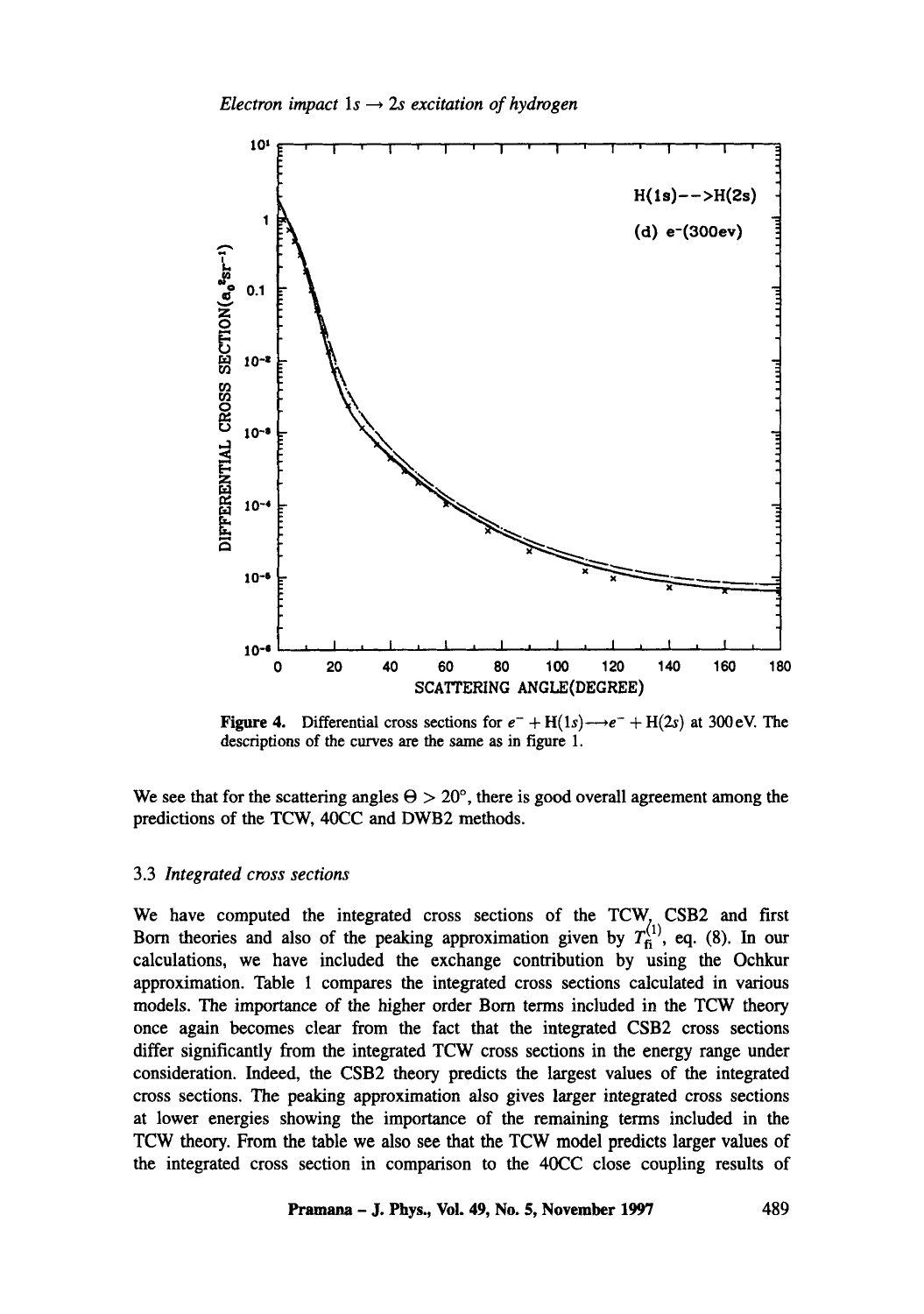Figure 4. Differential cross sections for $e^- + H(1s) \longrightarrow e^- + H(2s)$ at 300 eV. The descriptions of the curves are the same as in figure 1.

We see that for the scattering angles $\Theta > 20°$, there is good overall agreement among the predictions of the TCW, 40CC and DWB2 methods.

### 3.3 *Integrated cross sections*

We have computed the integrated cross sections of the TCW, CSB2 and first Born theories and also of the peaking approximation given by $T_{fi}^{(1)}$, eq. (8). In our calculations, we have included the exchange contribution by using the Ochkur approximation. Table 1 compares the integrated cross sections calculated in various models. The importance of the higher order Born terms included in the TCW theory once again becomes clear from the fact that the integrated CSB2 cross sections differ significantly from the integrated TCW cross sections in the energy range under consideration. Indeed, the CSB2 theory predicts the largest values of the integrated cross sections. The peaking approximation also gives larger integrated cross sections at lower energies showing the importance of the remaining terms included in the TCW theory. From the table we also see that the TCW model predicts larger values of the integrated cross section in comparison to the 40CC close coupling results of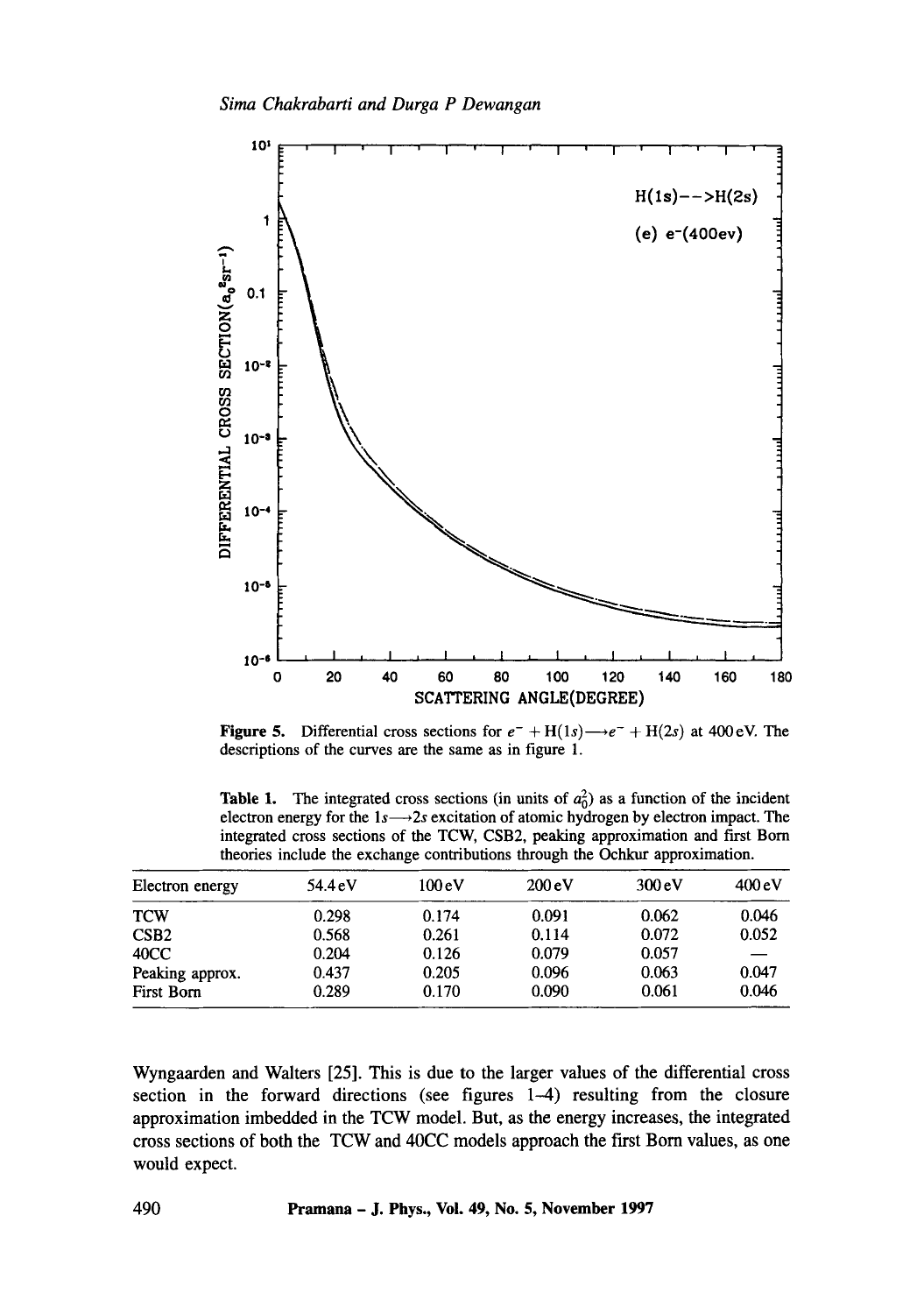H(1s)-->H(2s)

(e) e⁻(400ev)

DIFFERENTIAL CROSS SECTION($a_0^2 sr^{-1}$)

$10^1$

1

0.1

$10^{-2}$

$10^{-3}$

$10^{-4}$

$10^{-5}$

$10^{-6}$

0 20 40 60 80 100 120 140 160 180

SCATTERING ANGLE(DEGREE)

**Figure 5.** Differential cross sections for $e^- + H(1s) \longrightarrow e^- + H(2s)$ at 400 eV. The descriptions of the curves are the same as in figure 1.

**Table 1.** The integrated cross sections (in units of $a_0^2$) as a function of the incident electron energy for the $1s \longrightarrow 2s$ excitation of atomic hydrogen by electron impact. The integrated cross sections of the TCW, CSB2, peaking approximation and first Born theories include the exchange contributions through the Ochkur approximation.

| Electron energy | 54.4 eV | 100 eV | 200 eV | 300 eV | 400 eV |
|---|---|---|---|---|---|
| TCW | 0.298 | 0.174 | 0.091 | 0.062 | 0.046 |
| CSB2 | 0.568 | 0.261 | 0.114 | 0.072 | 0.052 |
| 40CC | 0.204 | 0.126 | 0.079 | 0.057 | — |
| Peaking approx. | 0.437 | 0.205 | 0.096 | 0.063 | 0.047 |
| First Born | 0.289 | 0.170 | 0.090 | 0.061 | 0.046 |

Wyngaarden and Walters [25]. This is due to the larger values of the differential cross section in the forward directions (see figures 1–4) resulting from the closure approximation imbedded in the TCW model. But, as the energy increases, the integrated cross sections of both the TCW and 40CC models approach the first Born values, as one would expect.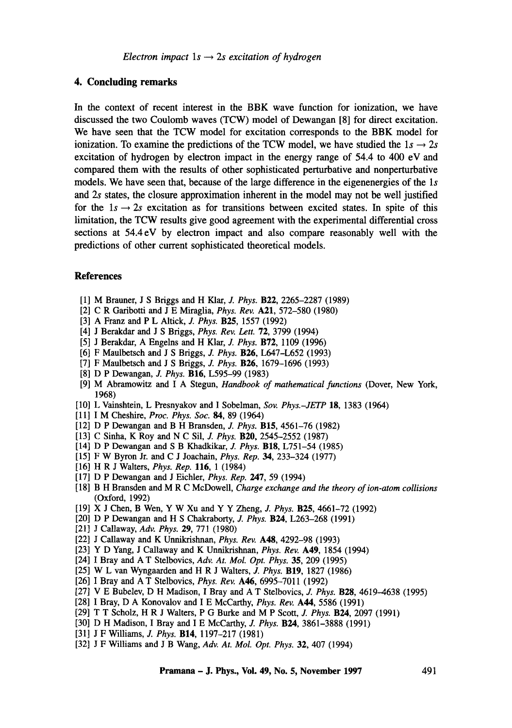## 4. Concluding remarks

In the context of recent interest in the BBK wave function for ionization, we have discussed the two Coulomb waves (TCW) model of Dewangan [8] for direct excitation. We have seen that the TCW model for excitation corresponds to the BBK model for ionization. To examine the predictions of the TCW model, we have studied the $1s \rightarrow 2s$ excitation of hydrogen by electron impact in the energy range of 54.4 to 400 eV and compared them with the results of other sophisticated perturbative and nonperturbative models. We have seen that, because of the large difference in the eigenenergies of the $1s$ and $2s$ states, the closure approximation inherent in the model may not be well justified for the $1s \rightarrow 2s$ excitation as for transitions between excited states. In spite of this limitation, the TCW results give good agreement with the experimental differential cross sections at 54.4 eV by electron impact and also compare reasonably well with the predictions of other current sophisticated theoretical models.

### References

[1] M Brauner, J S Briggs and H Klar, *J. Phys.* **B22**, 2265–2287 (1989)
[2] C R Garibotti and J E Miraglia, *Phys. Rev.* **A21**, 572–580 (1980)
[3] A Franz and P L Altick, *J. Phys.* **B25**, 1557 (1992)
[4] J Berakdar and J S Briggs, *Phys. Rev. Lett.* **72**, 3799 (1994)
[5] J Berakdar, A Engelns and H Klar, *J. Phys.* **B72**, 1109 (1996)
[6] F Maulbetsch and J S Briggs, *J. Phys.* **B26**, L647–L652 (1993)
[7] F Maulbetsch and J S Briggs, *J. Phys.* **B26**, 1679–1696 (1993)
[8] D P Dewangan, *J. Phys.* **B16**, L595–99 (1983)
[9] M Abramowitz and I A Stegun, *Handbook of mathematical functions* (Dover, New York, 1968)
[10] L Vainshtein, L Presnyakov and I Sobelman, *Sov. Phys.–JETP* **18**, 1383 (1964)
[11] I M Cheshire, *Proc. Phys. Soc.* **84**, 89 (1964)
[12] D P Dewangan and B H Bransden, *J. Phys.* **B15**, 4561–76 (1982)
[13] C Sinha, K Roy and N C Sil, *J. Phys.* **B20**, 2545–2552 (1987)
[14] D P Dewangan and S B Khadkikar, *J. Phys.* **B18**, L751–54 (1985)
[15] F W Byron Jr. and C J Joachain, *Phys. Rep.* **34**, 233–324 (1977)
[16] H R J Walters, *Phys. Rep.* **116**, 1 (1984)
[17] D P Dewangan and J Eichler, *Phys. Rep.* **247**, 59 (1994)
[18] B H Bransden and M R C McDowell, *Charge exchange and the theory of ion-atom collisions* (Oxford, 1992)
[19] X J Chen, B Wen, Y W Xu and Y Y Zheng, *J. Phys.* **B25**, 4661–72 (1992)
[20] D P Dewangan and H S Chakraborty, *J. Phys.* **B24**, L263–268 (1991)
[21] J Callaway, *Adv. Phys.* **29**, 771 (1980)
[22] J Callaway and K Unnikrishnan, *Phys. Rev.* **A48**, 4292–98 (1993)
[23] Y D Yang, J Callaway and K Unnikrishnan, *Phys. Rev.* **A49**, 1854 (1994)
[24] I Bray and A T Stelbovics, *Adv. At. Mol. Opt. Phys.* **35**, 209 (1995)
[25] W L van Wyngaarden and H R J Walters, *J. Phys.* **B19**, 1827 (1986)
[26] I Bray and A T Stelbovics, *Phys. Rev.* **A46**, 6995–7011 (1992)
[27] V E Bubelev, D H Madison, I Bray and A T Stelbovics, *J. Phys.* **B28**, 4619–4638 (1995)
[28] I Bray, D A Konovalov and I E McCarthy, *Phys. Rev.* **A44**, 5586 (1991)
[29] T T Scholz, H R J Walters, P G Burke and M P Scott, *J. Phys.* **B24**, 2097 (1991)
[30] D H Madison, I Bray and I E McCarthy, *J. Phys.* **B24**, 3861–3888 (1991)
[31] J F Williams, *J. Phys.* **B14**, 1197–217 (1981)
[32] J F Williams and J B Wang, *Adv. At. Mol. Opt. Phys.* **32**, 407 (1994)